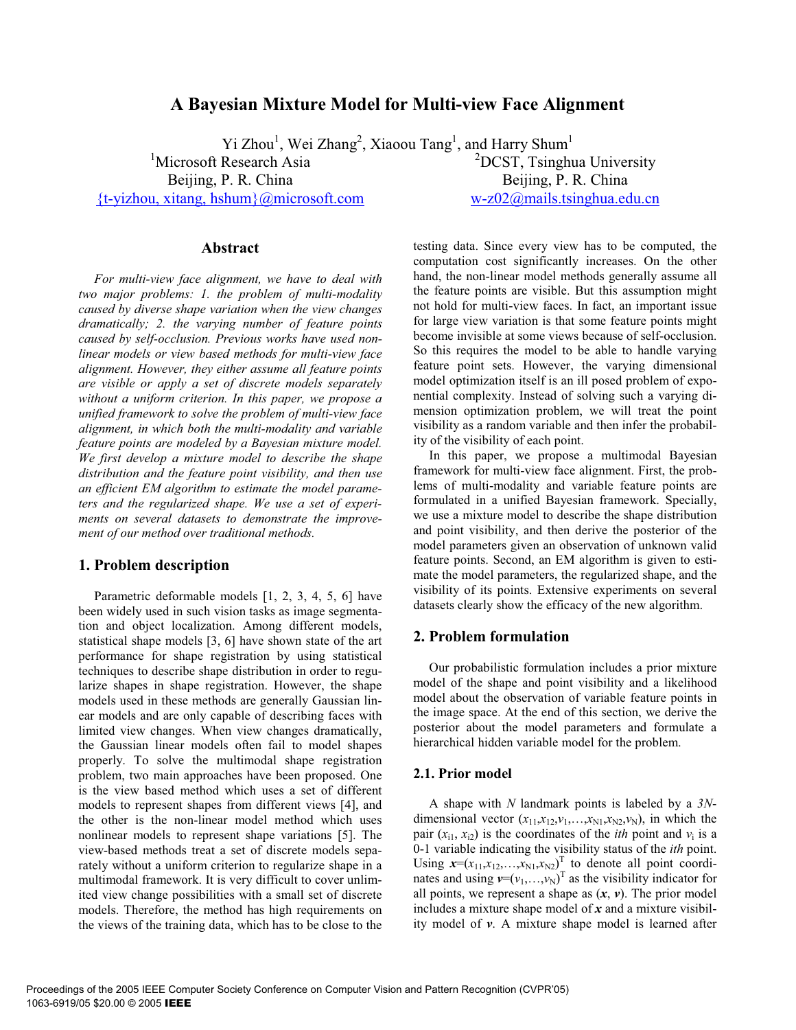# A Bayesian Mixture Model for Multi-view Face Alignment

Yi Zhou[1], Wei Zhang[2], Xiaoou Tang[1], and Harry Shum[1]

[1]Microsoft Research Asia, Beijing, P. R. China
{t-yizhou, xitang, hshum}@microsoft.com

[2]DCST, Tsinghua University, Beijing, P. R. China
w-z02@mails.tsinghua.edu.cn

## Abstract

*For multi-view face alignment, we have to deal with two major problems: 1. the problem of multi-modality caused by diverse shape variation when the view changes dramatically; 2. the varying number of feature points caused by self-occlusion. Previous works have used non-linear models or view based methods for multi-view face alignment. However, they either assume all feature points are visible or apply a set of discrete models separately without a uniform criterion. In this paper, we propose a unified framework to solve the problem of multi-view face alignment, in which both the multi-modality and variable feature points are modeled by a Bayesian mixture model. We first develop a mixture model to describe the shape distribution and the feature point visibility, and then use an efficient EM algorithm to estimate the model parameters and the regularized shape. We use a set of experiments on several datasets to demonstrate the improvement of our method over traditional methods.*

## 1. Problem description

Parametric deformable models [1, 2, 3, 4, 5, 6] have been widely used in such vision tasks as image segmentation and object localization. Among different models, statistical shape models [3, 6] have shown state of the art performance for shape registration by using statistical techniques to describe shape distribution in order to regularize shapes in shape registration. However, the shape models used in these methods are generally Gaussian linear models and are only capable of describing faces with limited view changes. When view changes dramatically, the Gaussian linear models often fail to model shapes properly. To solve the multimodal shape registration problem, two main approaches have been proposed. One is the view based method which uses a set of different models to represent shapes from different views [4], and the other is the non-linear model method which uses nonlinear models to represent shape variations [5]. The view-based methods treat a set of discrete models separately without a uniform criterion to regularize shape in a multimodal framework. It is very difficult to cover unlimited view change possibilities with a small set of discrete models. Therefore, the method has high requirements on the views of the training data, which has to be close to the testing data. Since every view has to be computed, the computation cost significantly increases. On the other hand, the non-linear model methods generally assume all the feature points are visible. But this assumption might not hold for multi-view faces. In fact, an important issue for large view variation is that some feature points might become invisible at some views because of self-occlusion. So this requires the model to be able to handle varying feature point sets. However, the varying dimensional model optimization itself is an ill posed problem of exponential complexity. Instead of solving such a varying dimension optimization problem, we will treat the point visibility as a random variable and then infer the probability of the visibility of each point.

In this paper, we propose a multimodal Bayesian framework for multi-view face alignment. First, the problems of multi-modality and variable feature points are formulated in a unified Bayesian framework. Specially, we use a mixture model to describe the shape distribution and point visibility, and then derive the posterior of the model parameters given an observation of unknown valid feature points. Second, an EM algorithm is given to estimate the model parameters, the regularized shape, and the visibility of its points. Extensive experiments on several datasets clearly show the efficacy of the new algorithm.

## 2. Problem formulation

Our probabilistic formulation includes a prior mixture model of the shape and point visibility and a likelihood model about the observation of variable feature points in the image space. At the end of this section, we derive the posterior about the model parameters and formulate a hierarchical hidden variable model for the problem.

### 2.1. Prior model

A shape with $N$ landmark points is labeled by a $3N$-dimensional vector $(x_{11},x_{12},v_1,\ldots,x_{N1},x_{N2},v_N)$, in which the pair $(x_{i1}, x_{i2})$ is the coordinates of the *ith* point and $v_i$ is a 0-1 variable indicating the visibility status of the *ith* point. Using $\boldsymbol{x}=(x_{11},x_{12},\ldots,x_{N1},x_{N2})^T$ to denote all point coordinates and using $\boldsymbol{v}=(v_1,\ldots,v_N)^T$ as the visibility indicator for all points, we represent a shape as $(\boldsymbol{x}, \boldsymbol{v})$. The prior model includes a mixture shape model of $\boldsymbol{x}$ and a mixture visibility model of $\boldsymbol{v}$. A mixture shape model is learned after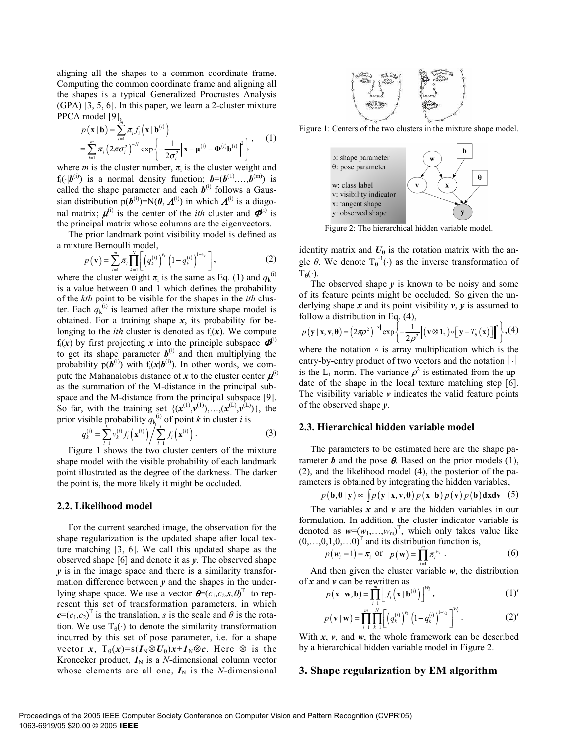aligning all the shapes to a common coordinate frame. Computing the common coordinate frame and aligning all the shapes is a typical Generalized Procrustes Analysis (GPA) [3, 5, 6]. In this paper, we learn a 2-cluster mixture PPCA model [9],

$$p(\mathbf{x}\,|\,\mathbf{b}) = \sum_{i=1}^{m} \pi_i f_i\left(\mathbf{x}\,|\,\mathbf{b}^{(i)}\right) = \sum_{i=1}^{m} \pi_i \left(2\pi\sigma_i^2\right)^{-N} \exp\left\{-\frac{1}{2\sigma_i^2}\left\|\mathbf{x}-\boldsymbol{\mu}^{(i)}-\boldsymbol{\Phi}^{(i)}\mathbf{b}^{(i)}\right\|^2\right\}, \quad (1)$$

where $m$ is the cluster number, $\pi_i$ is the cluster weight and $f_i(\cdot|\boldsymbol{b}^{(i)})$ is a normal density function; $\boldsymbol{b}=(\boldsymbol{b}^{(1)},\ldots,\boldsymbol{b}^{(m)})$ is called the shape parameter and each $\boldsymbol{b}^{(i)}$ follows a Gaussian distribution $p(\boldsymbol{b}^{(i)})=N(\boldsymbol{0}, \boldsymbol{\Lambda}^{(i)})$ in which $\boldsymbol{\Lambda}^{(i)}$ is a diagonal matrix; $\boldsymbol{\mu}^{(i)}$ is the center of the *ith* cluster and $\boldsymbol{\Phi}^{(i)}$ is the principal matrix whose columns are the eigenvectors.

The prior landmark point visibility model is defined as a mixture Bernoulli model,

$$p(\mathbf{v}) = \sum_{i=1}^{m} \pi_i \prod_{k=1}^{N}\left[\left(q_k^{(i)}\right)^{v_k}\left(1-q_k^{(i)}\right)^{1-v_k}\right], \quad (2)$$

where the cluster weight $\pi_i$ is the same as Eq. (1) and $q_k^{(i)}$ is a value between 0 and 1 which defines the probability of the *kth* point to be visible for the shapes in the *ith* cluster. Each $q_k^{(i)}$ is learned after the mixture shape model is obtained. For a training shape $\boldsymbol{x}$, its probability for belonging to the *ith* cluster is denoted as $f_i(\boldsymbol{x})$. We compute $f_i(\boldsymbol{x})$ by first projecting $\boldsymbol{x}$ into the principle subspace $\boldsymbol{\Phi}^{(i)}$ to get its shape parameter $\boldsymbol{b}^{(i)}$ and then multiplying the probability $p(\boldsymbol{b}^{(i)})$ with $f_i(\boldsymbol{x}|\boldsymbol{b}^{(i)})$. In other words, we compute the Mahanalobis distance of $\boldsymbol{x}$ to the cluster center $\boldsymbol{\mu}^{(i)}$ as the summation of the M-distance in the principal subspace and the M-distance from the principal subspace [9]. So far, with the training set $\{(\boldsymbol{x}^{(1)},\boldsymbol{v}^{(1)}),\ldots,(\boldsymbol{x}^{(L)},\boldsymbol{v}^{(L)})\}$, the prior visible probability $q_k^{(i)}$ of point $k$ in cluster $i$ is

$$q_k^{(i)} = \sum_{l=1}^{L} v_k^{(l)} f_i\left(\mathbf{x}^{(l)}\right) \Big/ \sum_{l=1}^{L} f_i\left(\mathbf{x}^{(l)}\right). \quad (3)$$

Figure 1 shows the two cluster centers of the mixture shape model with the visible probability of each landmark point illustrated as the degree of the darkness. The darker the point is, the more likely it might be occluded.

Figure 1: Centers of the two clusters in the mixture shape model.

Figure 2: The hierarchical hidden variable model.

### 2.2. Likelihood model

For the current searched image, the observation for the shape regularization is the updated shape after local texture matching [3, 6]. We call this updated shape as the observed shape [6] and denote it as $\boldsymbol{y}$. The observed shape $\boldsymbol{y}$ is in the image space and there is a similarity transformation difference between $\boldsymbol{y}$ and the shapes in the underlying shape space. We use a vector $\boldsymbol{\theta}=(c_1,c_2,s,\theta)^T$ to represent this set of transformation parameters, in which $\boldsymbol{c}=(c_1,c_2)^T$ is the translation, $s$ is the scale and $\theta$ is the rotation. We use $T_\theta(\cdot)$ to denote the similarity transformation incurred by this set of pose parameter, i.e. for a shape vector $\boldsymbol{x}$, $T_\theta(\boldsymbol{x})=s(\boldsymbol{I}_N\otimes\boldsymbol{U}_\theta)\boldsymbol{x}+\boldsymbol{1}_N\otimes\boldsymbol{c}$. Here $\otimes$ is the Kronecker product, $\boldsymbol{1}_N$ is a $N$-dimensional column vector whose elements are all one, $\boldsymbol{I}_N$ is the $N$-dimensional identity matrix and $\boldsymbol{U}_\theta$ is the rotation matrix with the angle $\theta$. We denote $T_\theta^{-1}(\cdot)$ as the inverse transformation of $T_\theta(\cdot)$.

The observed shape $\boldsymbol{y}$ is known to be noisy and some of its feature points might be occluded. So given the underlying shape $\boldsymbol{x}$ and its point visibility $\boldsymbol{v}$, $\boldsymbol{y}$ is assumed to follow a distribution in Eq. (4),

$$p(\mathbf{y}\,|\,\mathbf{x},\mathbf{v},\boldsymbol{\theta}) = \left(2\pi\rho^2\right)^{-|\mathbf{v}|}\exp\left\{-\frac{1}{2\rho^2}\left\|(\mathbf{v}\otimes\mathbf{1}_2)\circ\left[\mathbf{y}-T_\theta(\mathbf{x})\right]\right\|^2\right\}, \quad (4)$$

where the notation $\circ$ is array multiplication which is the entry-by-entry product of two vectors and the notation $|\cdot|$ is the $L_1$ norm. The variance $\rho^2$ is estimated from the update of the shape in the local texture matching step [6]. The visibility variable $\boldsymbol{v}$ indicates the valid feature points of the observed shape $\boldsymbol{y}$.

### 2.3. Hierarchical hidden variable model

The parameters to be estimated here are the shape parameter $\boldsymbol{b}$ and the pose $\boldsymbol{\theta}$. Based on the prior models (1), (2), and the likelihood model (4), the posterior of the parameters is obtained by integrating the hidden variables,

$$p(\mathbf{b},\boldsymbol{\theta}\,|\,\mathbf{y}) \propto \int p(\mathbf{y}\,|\,\mathbf{x},\mathbf{v},\boldsymbol{\theta})\,p(\mathbf{x}\,|\,\mathbf{b})\,p(\mathbf{v})\,p(\mathbf{b})\,\mathbf{dxdv}. \quad (5)$$

The variables $\boldsymbol{x}$ and $\boldsymbol{v}$ are the hidden variables in our formulation. In addition, the cluster indicator variable is denoted as $\boldsymbol{w}=(w_1,\ldots,w_m)^T$, which only takes value like $(0,\ldots,0,1,0,\ldots0)^T$ and its distribution function is,

$$p(w_i=1)=\pi_i \text{ or } p(\mathbf{w})=\prod_{i=1}^{m}\pi_i^{w_i}. \quad (6)$$

And then given the cluster variable $\boldsymbol{w}$, the distribution of $\boldsymbol{x}$ and $\boldsymbol{v}$ can be rewritten as

$$p(\mathbf{x}\,|\,\mathbf{w},\mathbf{b}) = \prod_{i=1}^{m}\left[f_i\left(\mathbf{x}\,|\,\mathbf{b}^{(i)}\right)\right]^{w_i}, \quad (1)'$$

$$p(\mathbf{v}\,|\,\mathbf{w}) = \prod_{i=1}^{m}\prod_{k=1}^{N}\left[\left(q_k^{(i)}\right)^{v_k}\left(1-q_k^{(i)}\right)^{1-v_k}\right]^{w_i}. \quad (2)'$$

With $\boldsymbol{x}$, $\boldsymbol{v}$, and $\boldsymbol{w}$, the whole framework can be described by a hierarchical hidden variable model in Figure 2.

## 3. Shape regularization by EM algorithm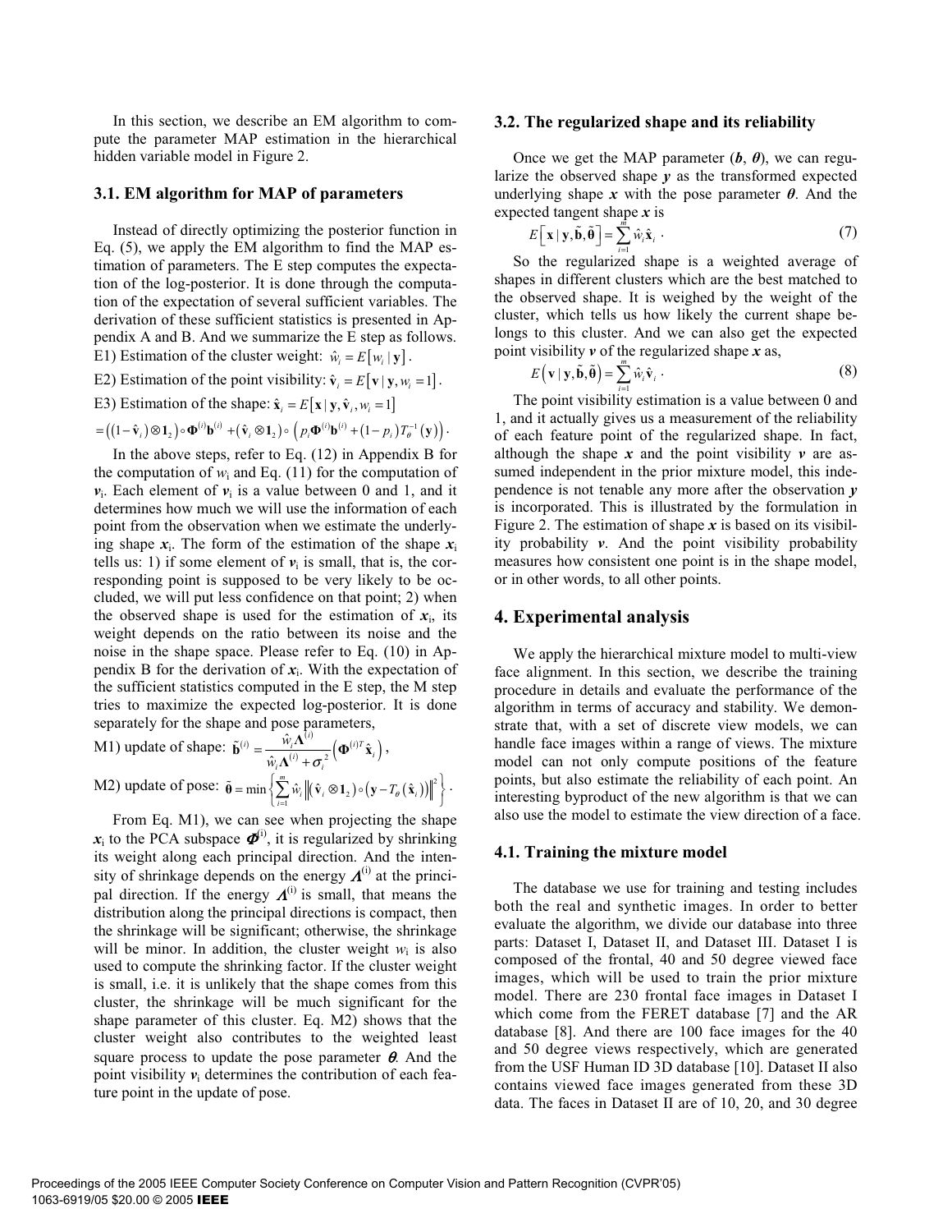In this section, we describe an EM algorithm to compute the parameter MAP estimation in the hierarchical hidden variable model in Figure 2.

### 3.1. EM algorithm for MAP of parameters

Instead of directly optimizing the posterior function in Eq. (5), we apply the EM algorithm to find the MAP estimation of parameters. The E step computes the expectation of the log-posterior. It is done through the computation of the expectation of several sufficient variables. The derivation of these sufficient statistics is presented in Appendix A and B. And we summarize the E step as follows.

E1) Estimation of the cluster weight: $\hat{w}_i = E\left[w_i \mid \mathbf{y}\right]$.

E2) Estimation of the point visibility: $\hat{\mathbf{v}}_i = E\left[\mathbf{v} \mid \mathbf{y}, w_i = 1\right]$.

E3) Estimation of the shape: $\hat{\mathbf{x}}_i = E\left[\mathbf{x} \mid \mathbf{y}, \hat{\mathbf{v}}_i, w_i = 1\right]$

$$= \left((1-\hat{\mathbf{v}}_i) \otimes \mathbf{1}_2\right) \circ \boldsymbol{\Phi}^{(i)} \mathbf{b}^{(i)} + \left(\hat{\mathbf{v}}_i \otimes \mathbf{1}_2\right) \circ \left(p_i \boldsymbol{\Phi}^{(i)} \mathbf{b}^{(i)} + (1-p_i) T_\theta^{-1}(\mathbf{y})\right).$$

In the above steps, refer to Eq. (12) in Appendix B for the computation of $w_i$ and Eq. (11) for the computation of $\mathbf{v}_i$. Each element of $\mathbf{v}_i$ is a value between 0 and 1, and it determines how much we will use the information of each point from the observation when we estimate the underlying shape $\mathbf{x}_i$. The form of the estimation of the shape $\mathbf{x}_i$ tells us: 1) if some element of $\mathbf{v}_i$ is small, that is, the corresponding point is supposed to be very likely to be occluded, we will put less confidence on that point; 2) when the observed shape is used for the estimation of $\mathbf{x}_i$, its weight depends on the ratio between its noise and the noise in the shape space. Please refer to Eq. (10) in Appendix B for the derivation of $\mathbf{x}_i$. With the expectation of the sufficient statistics computed in the E step, the M step tries to maximize the expected log-posterior. It is done separately for the shape and pose parameters,

M1) update of shape: $\tilde{\mathbf{b}}^{(i)} = \dfrac{\hat{w}_i \boldsymbol{\Lambda}^{(i)}}{\hat{w}_i \boldsymbol{\Lambda}^{(i)} + \sigma_i^2} \left(\boldsymbol{\Phi}^{(i)T} \hat{\mathbf{x}}_i\right)$,

M2) update of pose: $\tilde{\boldsymbol{\theta}} = \min \left\{ \sum_{i=1}^{m} \hat{w}_i \left\| \left(\hat{\mathbf{v}}_i \otimes \mathbf{1}_2\right) \circ \left(\mathbf{y} - T_\theta(\hat{\mathbf{x}}_i)\right) \right\|^2 \right\}$.

From Eq. M1), we can see when projecting the shape $\mathbf{x}_i$ to the PCA subspace $\boldsymbol{\Phi}^{(i)}$, it is regularized by shrinking its weight along each principal direction. And the intensity of shrinkage depends on the energy $\boldsymbol{\Lambda}^{(i)}$ at the principal direction. If the energy $\boldsymbol{\Lambda}^{(i)}$ is small, that means the distribution along the principal directions is compact, then the shrinkage will be significant; otherwise, the shrinkage will be minor. In addition, the cluster weight $w_i$ is also used to compute the shrinking factor. If the cluster weight is small, i.e. it is unlikely that the shape comes from this cluster, the shrinkage will be much significant for the shape parameter of this cluster. Eq. M2) shows that the cluster weight also contributes to the weighted least square process to update the pose parameter $\boldsymbol{\theta}$. And the point visibility $\mathbf{v}_i$ determines the contribution of each feature point in the update of pose.

### 3.2. The regularized shape and its reliability

Once we get the MAP parameter ($\mathbf{b}$, $\boldsymbol{\theta}$), we can regularize the observed shape $\mathbf{y}$ as the transformed expected underlying shape $\mathbf{x}$ with the pose parameter $\boldsymbol{\theta}$. And the expected tangent shape $\mathbf{x}$ is

$$E\left[\mathbf{x} \mid \mathbf{y}, \tilde{\mathbf{b}}, \tilde{\boldsymbol{\theta}}\right] = \sum_{i=1}^{m} \hat{w}_i \hat{\mathbf{x}}_i \,. \tag{7}$$

So the regularized shape is a weighted average of shapes in different clusters which are the best matched to the observed shape. It is weighed by the weight of the cluster, which tells us how likely the current shape belongs to this cluster. And we can also get the expected point visibility $\mathbf{v}$ of the regularized shape $\mathbf{x}$ as,

$$E\left(\mathbf{v} \mid \mathbf{y}, \tilde{\mathbf{b}}, \tilde{\boldsymbol{\theta}}\right) = \sum_{i=1}^{m} \hat{w}_i \hat{\mathbf{v}}_i \,. \tag{8}$$

The point visibility estimation is a value between 0 and 1, and it actually gives us a measurement of the reliability of each feature point of the regularized shape. In fact, although the shape $\mathbf{x}$ and the point visibility $\mathbf{v}$ are assumed independent in the prior mixture model, this independence is not tenable any more after the observation $\mathbf{y}$ is incorporated. This is illustrated by the formulation in Figure 2. The estimation of shape $\mathbf{x}$ is based on its visibility probability $\mathbf{v}$. And the point visibility probability measures how consistent one point is in the shape model, or in other words, to all other points.

## 4. Experimental analysis

We apply the hierarchical mixture model to multi-view face alignment. In this section, we describe the training procedure in details and evaluate the performance of the algorithm in terms of accuracy and stability. We demonstrate that, with a set of discrete view models, we can handle face images within a range of views. The mixture model can not only compute positions of the feature points, but also estimate the reliability of each point. An interesting byproduct of the new algorithm is that we can also use the model to estimate the view direction of a face.

### 4.1. Training the mixture model

The database we use for training and testing includes both the real and synthetic images. In order to better evaluate the algorithm, we divide our database into three parts: Dataset I, Dataset II, and Dataset III. Dataset I is composed of the frontal, 40 and 50 degree viewed face images, which will be used to train the prior mixture model. There are 230 frontal face images in Dataset I which come from the FERET database [7] and the AR database [8]. And there are 100 face images for the 40 and 50 degree views respectively, which are generated from the USF Human ID 3D database [10]. Dataset II also contains viewed face images generated from these 3D data. The faces in Dataset II are of 10, 20, and 30 degree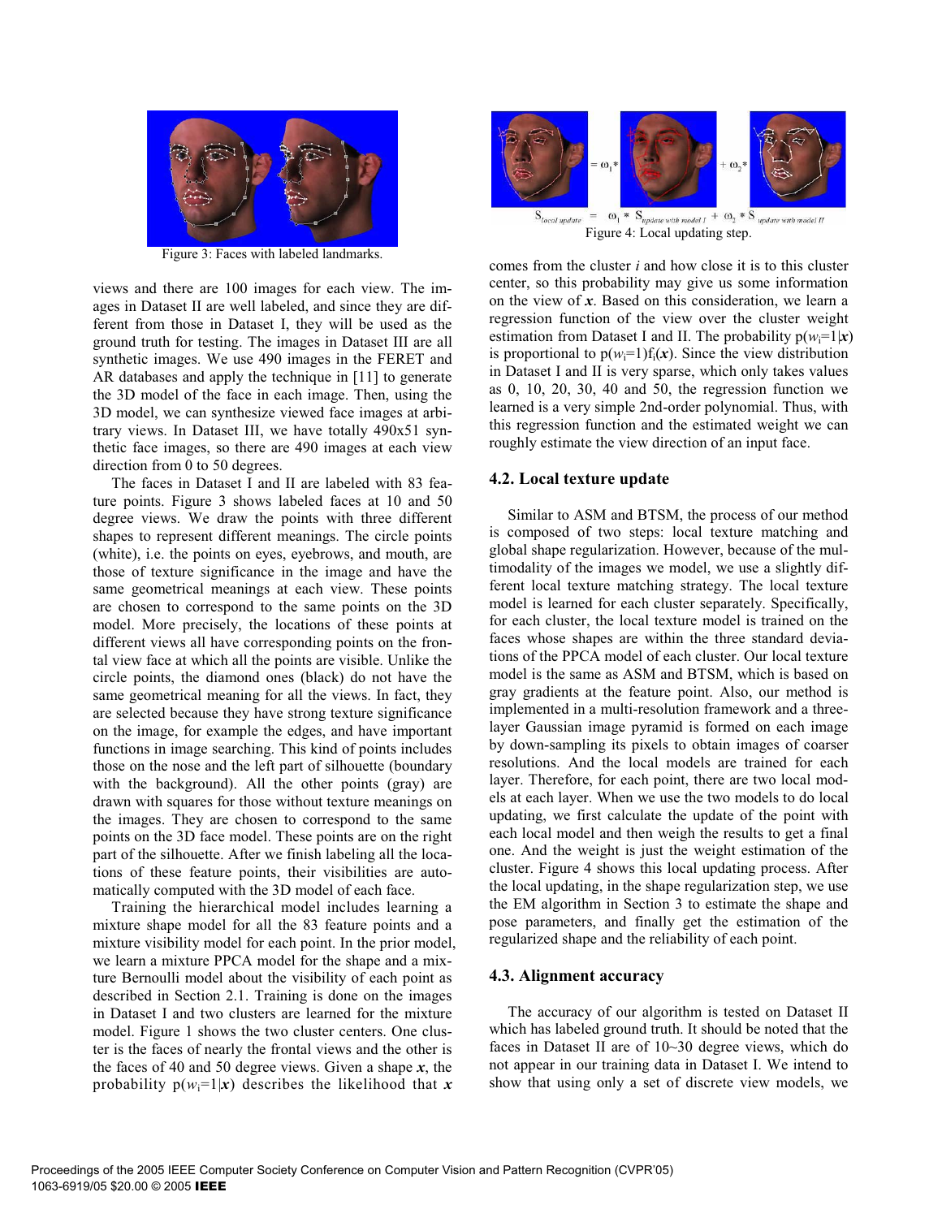Figure 3: Faces with labeled landmarks.

views and there are 100 images for each view. The images in Dataset II are well labeled, and since they are different from those in Dataset I, they will be used as the ground truth for testing. The images in Dataset III are all synthetic images. We use 490 images in the FERET and AR databases and apply the technique in [11] to generate the 3D model of the face in each image. Then, using the 3D model, we can synthesize viewed face images at arbitrary views. In Dataset III, we have totally 490x51 synthetic face images, so there are 490 images at each view direction from 0 to 50 degrees.

The faces in Dataset I and II are labeled with 83 feature points. Figure 3 shows labeled faces at 10 and 50 degree views. We draw the points with three different shapes to represent different meanings. The circle points (white), i.e. the points on eyes, eyebrows, and mouth, are those of texture significance in the image and have the same geometrical meanings at each view. These points are chosen to correspond to the same points on the 3D model. More precisely, the locations of these points at different views all have corresponding points on the frontal view face at which all the points are visible. Unlike the circle points, the diamond ones (black) do not have the same geometrical meaning for all the views. In fact, they are selected because they have strong texture significance on the image, for example the edges, and have important functions in image searching. This kind of points includes those on the nose and the left part of silhouette (boundary with the background). All the other points (gray) are drawn with squares for those without texture meanings on the images. They are chosen to correspond to the same points on the 3D face model. These points are on the right part of the silhouette. After we finish labeling all the locations of these feature points, their visibilities are automatically computed with the 3D model of each face.

Training the hierarchical model includes learning a mixture shape model for all the 83 feature points and a mixture visibility model for each point. In the prior model, we learn a mixture PPCA model for the shape and a mixture Bernoulli model about the visibility of each point as described in Section 2.1. Training is done on the images in Dataset I and two clusters are learned for the mixture model. Figure 1 shows the two cluster centers. One cluster is the faces of nearly the frontal views and the other is the faces of 40 and 50 degree views. Given a shape $\boldsymbol{x}$, the probability $p(w_i=1|\boldsymbol{x})$ describes the likelihood that $\boldsymbol{x}$ comes from the cluster $i$ and how close it is to this cluster center, so this probability may give us some information on the view of $\boldsymbol{x}$. Based on this consideration, we learn a regression function of the view over the cluster weight estimation from Dataset I and II. The probability $p(w_i=1|\boldsymbol{x})$ is proportional to $p(w_i=1)f_i(\boldsymbol{x})$. Since the view distribution in Dataset I and II is very sparse, which only takes values as 0, 10, 20, 30, 40 and 50, the regression function we learned is a very simple 2nd-order polynomial. Thus, with this regression function and the estimated weight we can roughly estimate the view direction of an input face.

$$S_{local\ update} = \omega_1 * S_{update\ with\ model\ I} + \omega_2 * S_{update\ with\ model\ II}$$

Figure 4: Local updating step.

### 4.2. Local texture update

Similar to ASM and BTSM, the process of our method is composed of two steps: local texture matching and global shape regularization. However, because of the multimodality of the images we model, we use a slightly different local texture matching strategy. The local texture model is learned for each cluster separately. Specifically, for each cluster, the local texture model is trained on the faces whose shapes are within the three standard deviations of the PPCA model of each cluster. Our local texture model is the same as ASM and BTSM, which is based on gray gradients at the feature point. Also, our method is implemented in a multi-resolution framework and a three-layer Gaussian image pyramid is formed on each image by down-sampling its pixels to obtain images of coarser resolutions. And the local models are trained for each layer. Therefore, for each point, there are two local models at each layer. When we use the two models to do local updating, we first calculate the update of the point with each local model and then weigh the results to get a final one. And the weight is just the weight estimation of the cluster. Figure 4 shows this local updating process. After the local updating, in the shape regularization step, we use the EM algorithm in Section 3 to estimate the shape and pose parameters, and finally get the estimation of the regularized shape and the reliability of each point.

### 4.3. Alignment accuracy

The accuracy of our algorithm is tested on Dataset II which has labeled ground truth. It should be noted that the faces in Dataset II are of 10~30 degree views, which do not appear in our training data in Dataset I. We intend to show that using only a set of discrete view models, we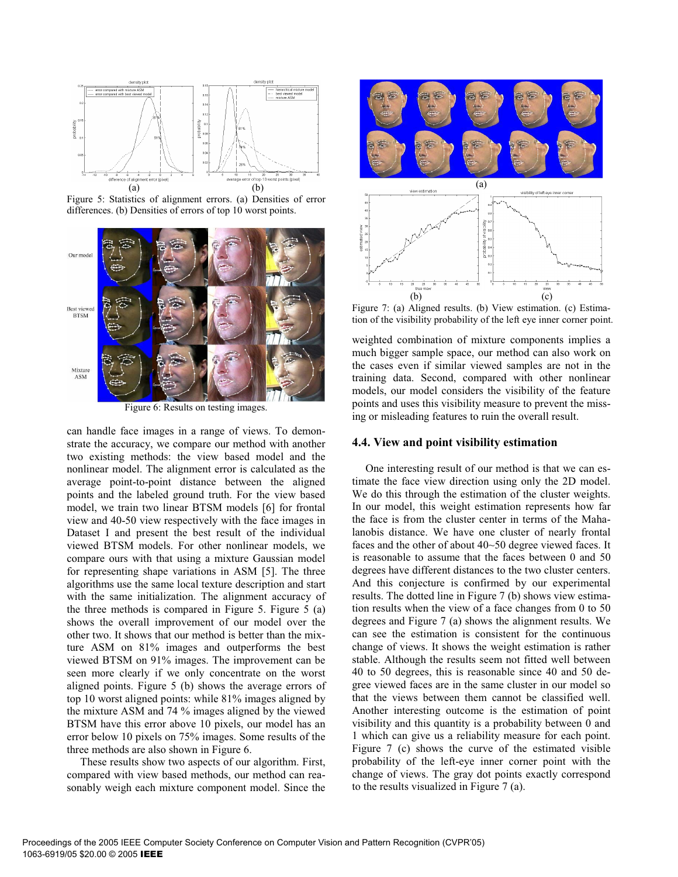Figure 5: Statistics of alignment errors. (a) Densities of error differences. (b) Densities of errors of top 10 worst points.

Figure 6: Results on testing images.

can handle face images in a range of views. To demonstrate the accuracy, we compare our method with another two existing methods: the view based model and the nonlinear model. The alignment error is calculated as the average point-to-point distance between the aligned points and the labeled ground truth. For the view based model, we train two linear BTSM models [6] for frontal view and 40-50 view respectively with the face images in Dataset I and present the best result of the individual viewed BTSM models. For other nonlinear models, we compare ours with that using a mixture Gaussian model for representing shape variations in ASM [5]. The three algorithms use the same local texture description and start with the same initialization. The alignment accuracy of the three methods is compared in Figure 5. Figure 5 (a) shows the overall improvement of our model over the other two. It shows that our method is better than the mixture ASM on 81% images and outperforms the best viewed BTSM on 91% images. The improvement can be seen more clearly if we only concentrate on the worst aligned points. Figure 5 (b) shows the average errors of top 10 worst aligned points: while 81% images aligned by the mixture ASM and 74 % images aligned by the viewed BTSM have this error above 10 pixels, our model has an error below 10 pixels on 75% images. Some results of the three methods are also shown in Figure 6.

These results show two aspects of our algorithm. First, compared with view based methods, our method can reasonably weigh each mixture component model. Since the weighted combination of mixture components implies a much bigger sample space, our method can also work on the cases even if similar viewed samples are not in the training data. Second, compared with other nonlinear models, our model considers the visibility of the feature points and uses this visibility measure to prevent the missing or misleading features to ruin the overall result.

Figure 7: (a) Aligned results. (b) View estimation. (c) Estimation of the visibility probability of the left eye inner corner point.

### 4.4. View and point visibility estimation

One interesting result of our method is that we can estimate the face view direction using only the 2D model. We do this through the estimation of the cluster weights. In our model, this weight estimation represents how far the face is from the cluster center in terms of the Mahalanobis distance. We have one cluster of nearly frontal faces and the other of about 40~50 degree viewed faces. It is reasonable to assume that the faces between 0 and 50 degrees have different distances to the two cluster centers. And this conjecture is confirmed by our experimental results. The dotted line in Figure 7 (b) shows view estimation results when the view of a face changes from 0 to 50 degrees and Figure 7 (a) shows the alignment results. We can see the estimation is consistent for the continuous change of views. It shows the weight estimation is rather stable. Although the results seem not fitted well between 40 to 50 degrees, this is reasonable since 40 and 50 degree viewed faces are in the same cluster in our model so that the views between them cannot be classified well. Another interesting outcome is the estimation of point visibility and this quantity is a probability between 0 and 1 which can give us a reliability measure for each point. Figure 7 (c) shows the curve of the estimated visible probability of the left-eye inner corner point with the change of views. The gray dot points exactly correspond to the results visualized in Figure 7 (a).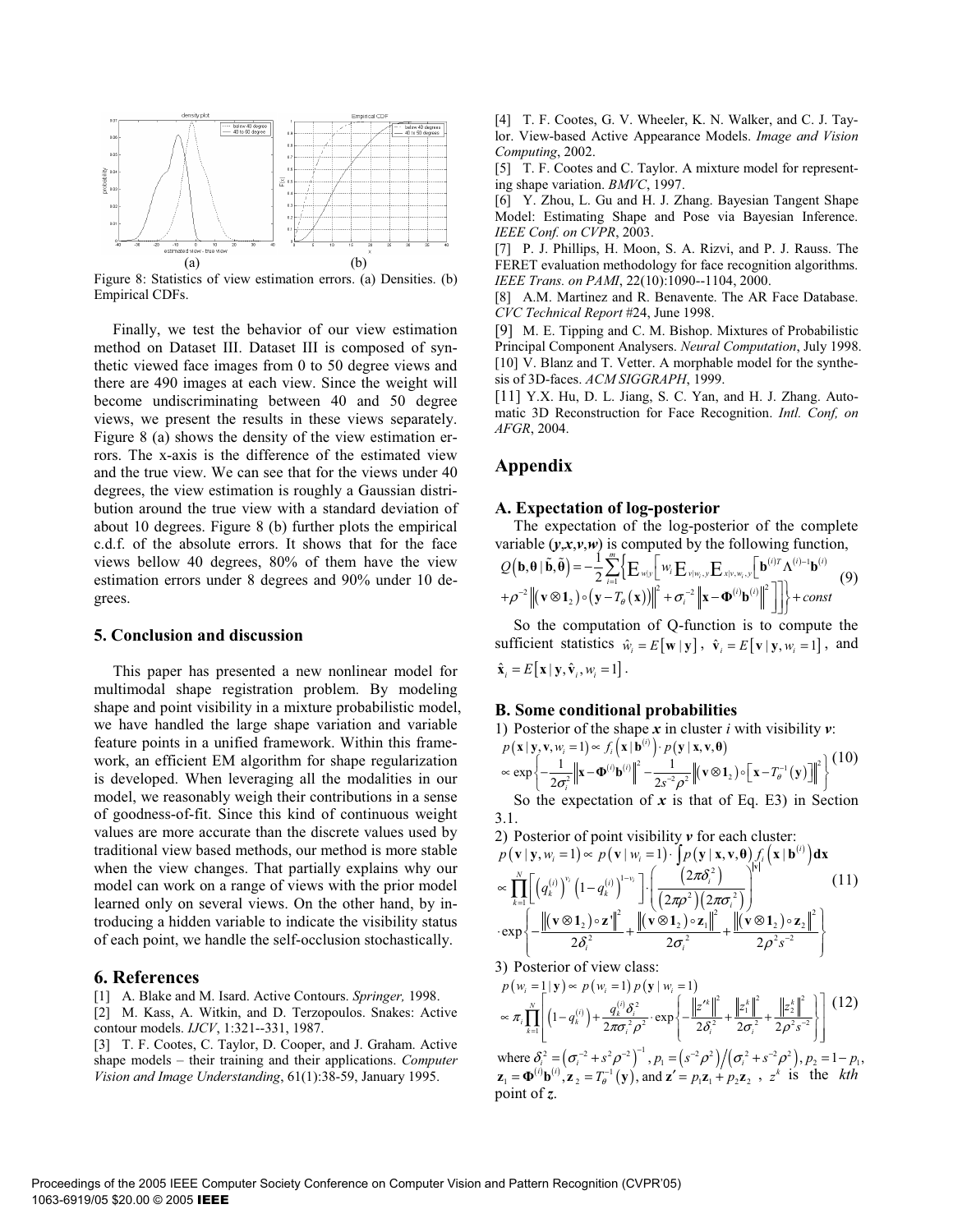density plot

below 40 degree
40 to 50 degree

probability

estimated view - true view

(a)

Empirical CDF

below 40 degrees
40 to 50 degrees

F(x)

x

(b)

Figure 8: Statistics of view estimation errors. (a) Densities. (b) Empirical CDFs.

Finally, we test the behavior of our view estimation method on Dataset III. Dataset III is composed of synthetic viewed face images from 0 to 50 degree views and there are 490 images at each view. Since the weight will become undiscriminating between 40 and 50 degree views, we present the results in these views separately. Figure 8 (a) shows the density of the view estimation errors. The x-axis is the difference of the estimated view and the true view. We can see that for the views under 40 degrees, the view estimation is roughly a Gaussian distribution around the true view with a standard deviation of about 10 degrees. Figure 8 (b) further plots the empirical c.d.f. of the absolute errors. It shows that for the face views bellow 40 degrees, 80% of them have the view estimation errors under 8 degrees and 90% under 10 degrees.

## 5. Conclusion and discussion

This paper has presented a new nonlinear model for multimodal shape registration problem. By modeling shape and point visibility in a mixture probabilistic model, we have handled the large shape variation and variable feature points in a unified framework. Within this framework, an efficient EM algorithm for shape regularization is developed. When leveraging all the modalities in our model, we reasonably weigh their contributions in a sense of goodness-of-fit. Since this kind of continuous weight values are more accurate than the discrete values used by traditional view based methods, our method is more stable when the view changes. That partially explains why our model can work on a range of views with the prior model learned only on several views. On the other hand, by introducing a hidden variable to indicate the visibility status of each point, we handle the self-occlusion stochastically.

## 6. References

[1] A. Blake and M. Isard. Active Contours. *Springer,* 1998.

[2] M. Kass, A. Witkin, and D. Terzopoulos. Snakes: Active contour models. *IJCV*, 1:321--331, 1987.

[3] T. F. Cootes, C. Taylor, D. Cooper, and J. Graham. Active shape models – their training and their applications. *Computer Vision and Image Understanding*, 61(1):38-59, January 1995.

[4] T. F. Cootes, G. V. Wheeler, K. N. Walker, and C. J. Taylor. View-based Active Appearance Models. *Image and Vision Computing*, 2002.

[5] T. F. Cootes and C. Taylor. A mixture model for representing shape variation. *BMVC*, 1997.

[6] Y. Zhou, L. Gu and H. J. Zhang. Bayesian Tangent Shape Model: Estimating Shape and Pose via Bayesian Inference. *IEEE Conf. on CVPR*, 2003.

[7] P. J. Phillips, H. Moon, S. A. Rizvi, and P. J. Rauss. The FERET evaluation methodology for face recognition algorithms. *IEEE Trans. on PAMI*, 22(10):1090--1104, 2000.

[8] A.M. Martinez and R. Benavente. The AR Face Database. *CVC Technical Report* #24, June 1998.

[9] M. E. Tipping and C. M. Bishop. Mixtures of Probabilistic Principal Component Analysers. *Neural Computation*, July 1998.

[10] V. Blanz and T. Vetter. A morphable model for the synthesis of 3D-faces. *ACM SIGGRAPH*, 1999.

[11] Y.X. Hu, D. L. Jiang, S. C. Yan, and H. J. Zhang. Automatic 3D Reconstruction for Face Recognition. *Intl. Conf, on AFGR*, 2004.

## Appendix

### A. Expectation of log-posterior

The expectation of the log-posterior of the complete variable ($\boldsymbol{y},\boldsymbol{x},\boldsymbol{v},\boldsymbol{w}$) is computed by the following function,

$$Q\left(\mathbf{b},\boldsymbol{\theta}\mid\tilde{\mathbf{b}},\tilde{\boldsymbol{\theta}}\right)=-\frac{1}{2}\sum_{i=1}^{m}\Big\{\mathrm{E}_{w|y}\Big[w_i\,\mathrm{E}_{v|w_i,y}\,\mathrm{E}_{x|v,w_i,y}\Big[\mathbf{b}^{(i)T}\Lambda^{(i)-1}\mathbf{b}^{(i)}$$
$$+\rho^{-2}\left\|\left(\mathbf{v}\otimes\mathbf{1}_2\right)\circ\left(\mathbf{y}-T_\theta\left(\mathbf{x}\right)\right)\right\|^2+\sigma_i^{-2}\left\|\mathbf{x}-\boldsymbol{\Phi}^{(i)}\mathbf{b}^{(i)}\right\|^2\Big]\Big]\Big\}+const \tag{9}$$

So the computation of Q-function is to compute the sufficient statistics $\hat{w}_i=E\left[\mathbf{w}\mid\mathbf{y}\right]$, $\hat{\mathbf{v}}_i=E\left[\mathbf{v}\mid\mathbf{y},w_i=1\right]$, and $\hat{\mathbf{x}}_i=E\left[\mathbf{x}\mid\mathbf{y},\hat{\mathbf{v}}_i,w_i=1\right]$.

### B. Some conditional probabilities

1) Posterior of the shape $\boldsymbol{x}$ in cluster $i$ with visibility $\boldsymbol{v}$:

$$p\left(\mathbf{x}\mid\mathbf{y},\mathbf{v},w_i=1\right)\propto f_i\left(\mathbf{x}\mid\mathbf{b}^{(i)}\right)\cdot p\left(\mathbf{y}\mid\mathbf{x},\mathbf{v},\boldsymbol{\theta}\right)$$
$$\propto\exp\left\{-\frac{1}{2\sigma_i^2}\left\|\mathbf{x}-\boldsymbol{\Phi}^{(i)}\mathbf{b}^{(i)}\right\|^2-\frac{1}{2s^{-2}\rho^2}\left\|\left(\mathbf{v}\otimes\mathbf{1}_2\right)\circ\left[\mathbf{x}-T_\theta^{-1}\left(\mathbf{y}\right)\right]\right\|^2\right\} \tag{10}$$

So the expectation of $\boldsymbol{x}$ is that of Eq. E3) in Section 3.1.

2) Posterior of point visibility $\boldsymbol{v}$ for each cluster:

$$p\left(\mathbf{v}\mid\mathbf{y},w_i=1\right)\propto p\left(\mathbf{v}\mid w_i=1\right)\cdot\int p\left(\mathbf{y}\mid\mathbf{x},\mathbf{v},\boldsymbol{\theta}\right)f_i\left(\mathbf{x}\mid\mathbf{b}^{(i)}\right)d\mathbf{x}$$
$$\propto\prod_{k=1}^{N}\left[\left(q_k^{(i)}\right)^{v_i}\left(1-q_k^{(i)}\right)^{1-v_i}\right]\cdot\left(\frac{\left(2\pi\delta_i^2\right)}{\left(2\pi\rho^2\right)\left(2\pi\sigma_i^2\right)}\right)^{|\mathbf{v}|}$$
$$\cdot\exp\left\{-\frac{\left\|\left(\mathbf{v}\otimes\mathbf{1}_2\right)\circ\mathbf{z}'\right\|^2}{2\delta_i^2}+\frac{\left\|\left(\mathbf{v}\otimes\mathbf{1}_2\right)\circ\mathbf{z}_1\right\|^2}{2\sigma_i^2}+\frac{\left\|\left(\mathbf{v}\otimes\mathbf{1}_2\right)\circ\mathbf{z}_2\right\|^2}{2\rho^2s^{-2}}\right\} \tag{11}$$

3) Posterior of view class:

$$p\left(w_i=1\mid\mathbf{y}\right)\propto p\left(w_i=1\right)p\left(\mathbf{y}\mid w_i=1\right)$$
$$\propto\pi_i\prod_{k=1}^{N}\left[\left(1-q_k^{(i)}\right)+\frac{q_k^{(i)}\delta_i^2}{2\pi\sigma_i^2\rho^2}\cdot\exp\left\{-\frac{\left\|z'^k\right\|^2}{2\delta_i^2}+\frac{\left\|z_1^k\right\|^2}{2\sigma_i^2}+\frac{\left\|z_2^k\right\|^2}{2\rho^2s^{-2}}\right\}\right] \tag{12}$$

where $\delta_i^2=\left(\sigma_i^{-2}+s^2\rho^{-2}\right)^{-1}$, $p_1=\left(s^{-2}\rho^2\right)/\left(\sigma_i^2+s^{-2}\rho^2\right)$, $p_2=1-p_1$, $\mathbf{z}_1=\boldsymbol{\Phi}^{(i)}\mathbf{b}^{(i)}$, $\mathbf{z}_2=T_\theta^{-1}\left(\mathbf{y}\right)$, and $\mathbf{z}'=p_1\mathbf{z}_1+p_2\mathbf{z}_2$, $z^k$ is the $kth$ point of $\boldsymbol{z}$.